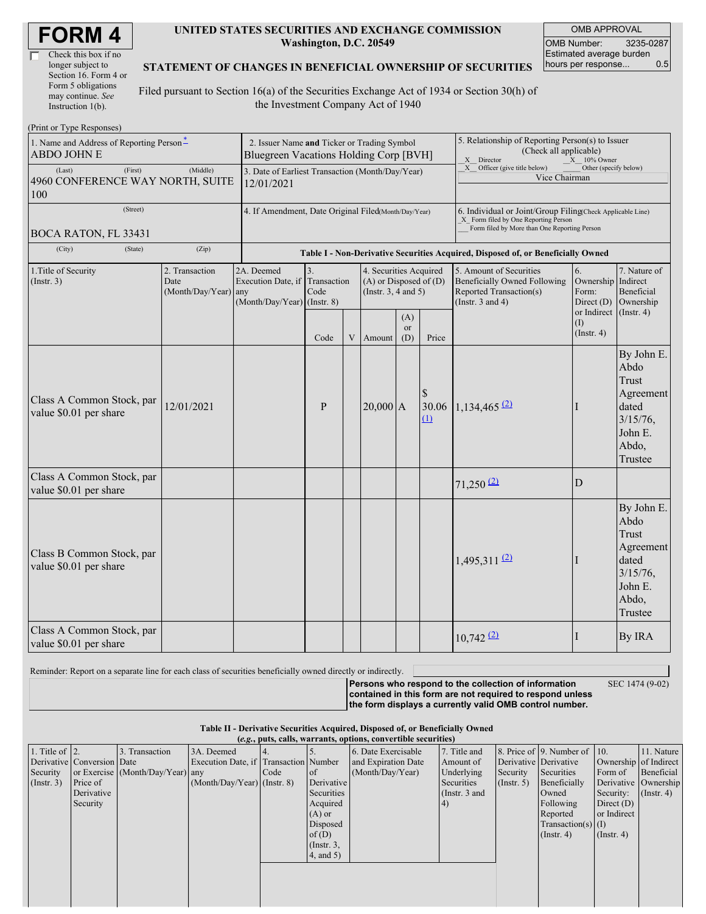# FORM 4

☐ Check this box if no longer subject to Section 16. Form 4 or Form 5 obligations may continue. *See* Instruction 1(b).

**UNITED STATES SECURITIES AND EXCHANGE COMMISSION**
**Washington, D.C. 20549**

**STATEMENT OF CHANGES IN BENEFICIAL OWNERSHIP OF SECURITIES**

Filed pursuant to Section 16(a) of the Securities Exchange Act of 1934 or Section 30(h) of the Investment Company Act of 1940

| OMB APPROVAL | |
|---|---|
| OMB Number: | 3235-0287 |
| Estimated average burden hours per response... | 0.5 |

(Print or Type Responses)

| 1. Name and Address of Reporting Person* | 2. Issuer Name and Ticker or Trading Symbol | 5. Relationship of Reporting Person(s) to Issuer (Check all applicable) |
|---|---|---|
| ABDO JOHN E | Bluegreen Vacations Holding Corp [BVH] | _X_ Director _X_ 10% Owner |
| (Last) (First) (Middle) 4960 CONFERENCE WAY NORTH, SUITE 100 | 3. Date of Earliest Transaction (Month/Day/Year) 12/01/2021 | _X_ Officer (give title below) ___ Other (specify below) Vice Chairman |
| (Street) BOCA RATON, FL 33431 (City) (State) (Zip) | 4. If Amendment, Date Original Filed (Month/Day/Year) | 6. Individual or Joint/Group Filing (Check Applicable Line) _X_ Form filed by One Reporting Person ___ Form filed by More than One Reporting Person |

**Table I - Non-Derivative Securities Acquired, Disposed of, or Beneficially Owned**

| 1.Title of Security (Instr. 3) | 2. Transaction Date (Month/Day/Year) | 2A. Deemed Execution Date, if any (Month/Day/Year) | 3. Transaction Code (Instr. 8) | | 4. Securities Acquired (A) or Disposed of (D) (Instr. 3, 4 and 5) | | | 5. Amount of Securities Beneficially Owned Following Reported Transaction(s) (Instr. 3 and 4) | 6. Ownership Form: Direct (D) or Indirect (I) (Instr. 4) | 7. Nature of Indirect Beneficial Ownership (Instr. 4) |
|---|---|---|---|---|---|---|---|---|---|---|
| | | | Code | V | Amount | (A) or (D) | Price | | | |
| Class A Common Stock, par value $0.01 per share | 12/01/2021 | | P | | 20,000 | A | $ 30.06 (1) | 1,134,465 (2) | I | By John E. Abdo Trust Agreement dated 3/15/76, John E. Abdo, Trustee |
| Class A Common Stock, par value $0.01 per share | | | | | | | | 71,250 (2) | D | |
| Class B Common Stock, par value $0.01 per share | | | | | | | | 1,495,311 (2) | I | By John E. Abdo Trust Agreement dated 3/15/76, John E. Abdo, Trustee |
| Class A Common Stock, par value $0.01 per share | | | | | | | | 10,742 (2) | I | By IRA |

Reminder: Report on a separate line for each class of securities beneficially owned directly or indirectly.

**Persons who respond to the collection of information contained in this form are not required to respond unless the form displays a currently valid OMB control number.** SEC 1474 (9-02)

**Table II - Derivative Securities Acquired, Disposed of, or Beneficially Owned**
***(e.g., puts, calls, warrants, options, convertible securities)***

| 1. Title of Derivative Security (Instr. 3) | 2. Conversion or Exercise Price of Derivative Security | 3. Transaction Date (Month/Day/Year) | 3A. Deemed Execution Date, if any (Month/Day/Year) | 4. Transaction Code (Instr. 8) | 5. Number of Derivative Securities Acquired (A) or Disposed of (D) (Instr. 3, 4, and 5) | 6. Date Exercisable and Expiration Date (Month/Day/Year) | 7. Title and Amount of Underlying Securities (Instr. 3 and 4) | 8. Price of Derivative Security (Instr. 5) | 9. Number of Derivative Securities Beneficially Owned Following Reported Transaction(s) (Instr. 4) | 10. Ownership Form of Derivative Security: Direct (D) or Indirect (I) (Instr. 4) | 11. Nature of Indirect Beneficial Ownership (Instr. 4) |
|---|---|---|---|---|---|---|---|---|---|---|---|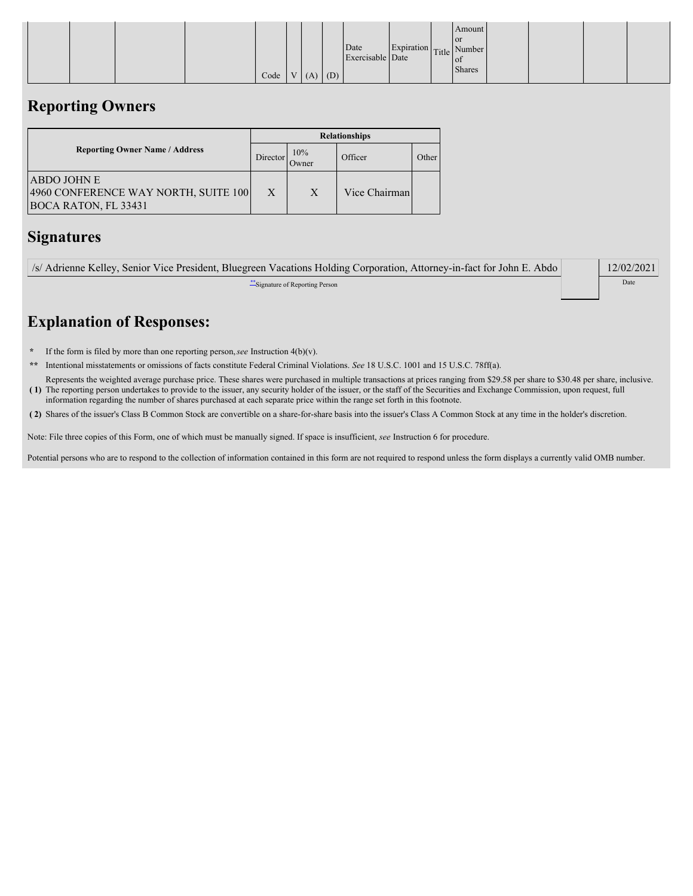| | | | | Code | V | (A) | (D) | Date Exercisable | Expiration Date | Title | Amount or Number of Shares | | | | |
|---|---|---|---|---|---|---|---|---|---|---|---|---|---|---|---|

## Reporting Owners

| Reporting Owner Name / Address | Relationships | | | |
|---|---|---|---|---|
| | Director | 10% Owner | Officer | Other |
| ABDO JOHN E<br>4960 CONFERENCE WAY NORTH, SUITE 100<br>BOCA RATON, FL 33431 | X | X | Vice Chairman | |

## Signatures

| /s/ Adrienne Kelley, Senior Vice President, Bluegreen Vacations Holding Corporation, Attorney-in-fact for John E. Abdo | | 12/02/2021 |
|---|---|---|
| **Signature of Reporting Person | | Date |

## Explanation of Responses:

- \* If the form is filed by more than one reporting person, *see* Instruction 4(b)(v).
- \*\* Intentional misstatements or omissions of facts constitute Federal Criminal Violations. *See* 18 U.S.C. 1001 and 15 U.S.C. 78ff(a).
- ( 1) Represents the weighted average purchase price. These shares were purchased in multiple transactions at prices ranging from $29.58 per share to $30.48 per share, inclusive. The reporting person undertakes to provide to the issuer, any security holder of the issuer, or the staff of the Securities and Exchange Commission, upon request, full information regarding the number of shares purchased at each separate price within the range set forth in this footnote.
- ( 2) Shares of the issuer's Class B Common Stock are convertible on a share-for-share basis into the issuer's Class A Common Stock at any time in the holder's discretion.

Note: File three copies of this Form, one of which must be manually signed. If space is insufficient, *see* Instruction 6 for procedure.

Potential persons who are to respond to the collection of information contained in this form are not required to respond unless the form displays a currently valid OMB number.